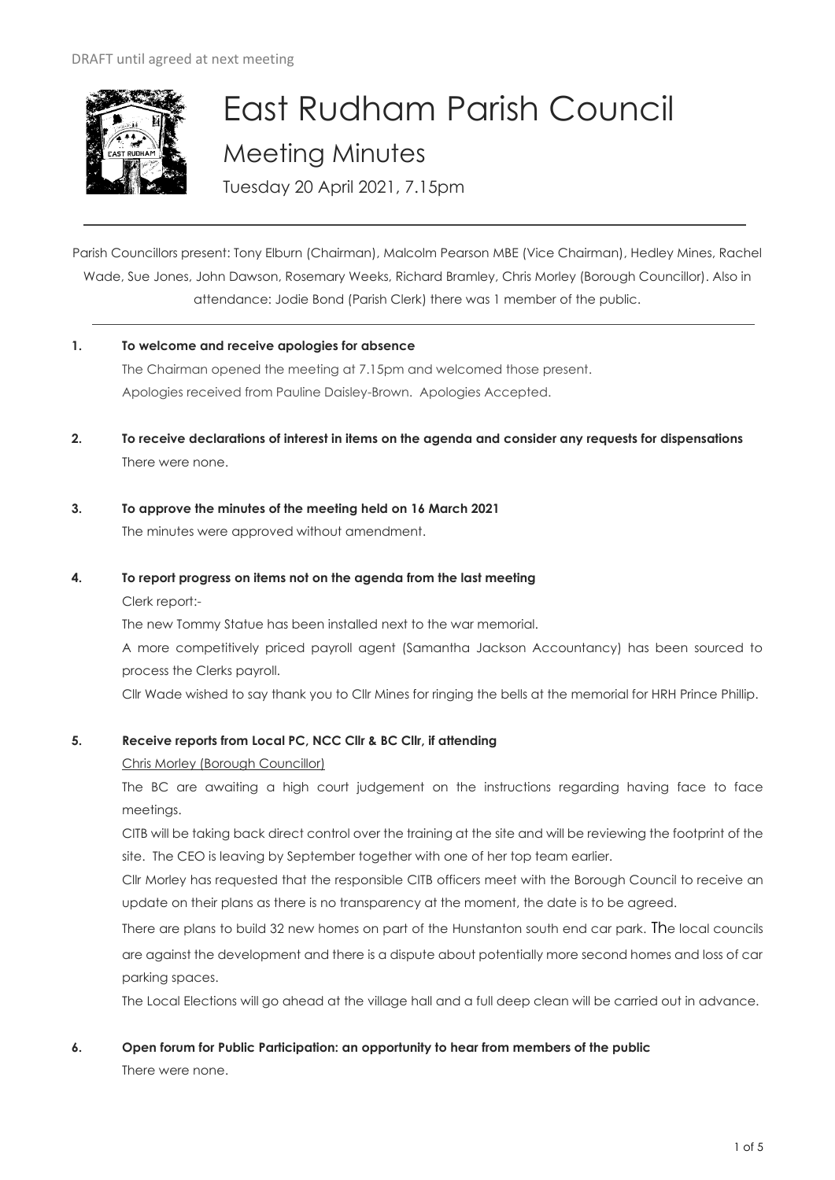DRAFT until agreed at next meeting

# East Rudham Parish Council

## Meeting Minutes

Tuesday 20 April 2021, 7.15pm

Parish Councillors present: Tony Elburn (Chairman), Malcolm Pearson MBE (Vice Chairman), Hedley Mines, Rachel Wade, Sue Jones, John Dawson, Rosemary Weeks, Richard Bramley, Chris Morley (Borough Councillor). Also in attendance: Jodie Bond (Parish Clerk) there was 1 member of the public.

**1. To welcome and receive apologies for absence**

The Chairman opened the meeting at 7.15pm and welcomed those present.
Apologies received from Pauline Daisley-Brown. Apologies Accepted.

**2. To receive declarations of interest in items on the agenda and consider any requests for dispensations**

There were none.

**3. To approve the minutes of the meeting held on 16 March 2021**

The minutes were approved without amendment.

**4. To report progress on items not on the agenda from the last meeting**

Clerk report:-

The new Tommy Statue has been installed next to the war memorial.

A more competitively priced payroll agent (Samantha Jackson Accountancy) has been sourced to process the Clerks payroll.

Cllr Wade wished to say thank you to Cllr Mines for ringing the bells at the memorial for HRH Prince Phillip.

**5. Receive reports from Local PC, NCC Cllr & BC Cllr, if attending**

<u>Chris Morley (Borough Councillor)</u>

The BC are awaiting a high court judgement on the instructions regarding having face to face meetings.

CITB will be taking back direct control over the training at the site and will be reviewing the footprint of the site. The CEO is leaving by September together with one of her top team earlier.

Cllr Morley has requested that the responsible CITB officers meet with the Borough Council to receive an update on their plans as there is no transparency at the moment, the date is to be agreed.

There are plans to build 32 new homes on part of the Hunstanton south end car park. The local councils are against the development and there is a dispute about potentially more second homes and loss of car parking spaces.

The Local Elections will go ahead at the village hall and a full deep clean will be carried out in advance.

**6. Open forum for Public Participation: an opportunity to hear from members of the public**

There were none.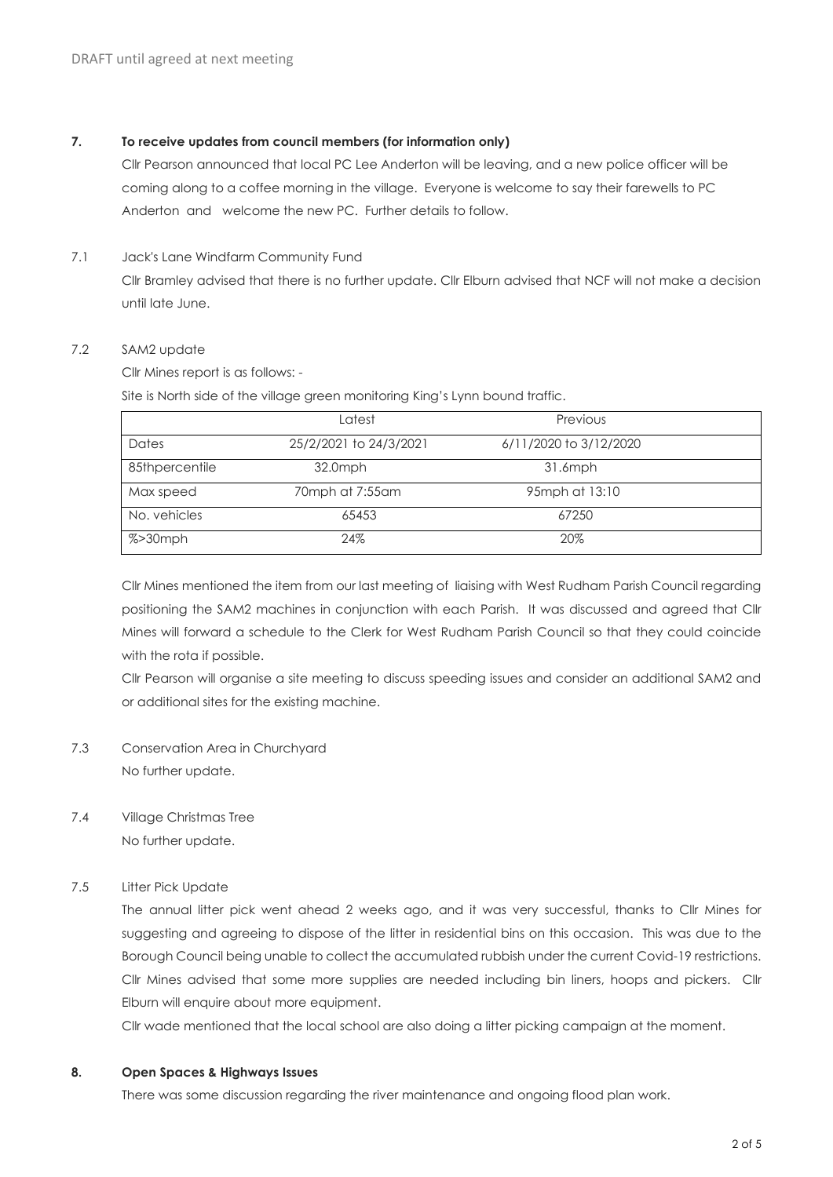DRAFT until agreed at next meeting

**7. To receive updates from council members (for information only)**

Cllr Pearson announced that local PC Lee Anderton will be leaving, and a new police officer will be coming along to a coffee morning in the village. Everyone is welcome to say their farewells to PC Anderton and welcome the new PC. Further details to follow.

7.1 Jack's Lane Windfarm Community Fund

Cllr Bramley advised that there is no further update. Cllr Elburn advised that NCF will not make a decision until late June.

7.2 SAM2 update

Cllr Mines report is as follows: -

Site is North side of the village green monitoring King's Lynn bound traffic.

| | Latest | Previous |
|---|---|---|
| Dates | 25/2/2021 to 24/3/2021 | 6/11/2020 to 3/12/2020 |
| 85thpercentile | 32.0mph | 31.6mph |
| Max speed | 70mph at 7:55am | 95mph at 13:10 |
| No. vehicles | 65453 | 67250 |
| %>30mph | 24% | 20% |

Cllr Mines mentioned the item from our last meeting of liaising with West Rudham Parish Council regarding positioning the SAM2 machines in conjunction with each Parish. It was discussed and agreed that Cllr Mines will forward a schedule to the Clerk for West Rudham Parish Council so that they could coincide with the rota if possible.

Cllr Pearson will organise a site meeting to discuss speeding issues and consider an additional SAM2 and or additional sites for the existing machine.

7.3 Conservation Area in Churchyard

No further update.

7.4 Village Christmas Tree

No further update.

7.5 Litter Pick Update

The annual litter pick went ahead 2 weeks ago, and it was very successful, thanks to Cllr Mines for suggesting and agreeing to dispose of the litter in residential bins on this occasion. This was due to the Borough Council being unable to collect the accumulated rubbish under the current Covid-19 restrictions. Cllr Mines advised that some more supplies are needed including bin liners, hoops and pickers. Cllr Elburn will enquire about more equipment.

Cllr wade mentioned that the local school are also doing a litter picking campaign at the moment.

**8. Open Spaces & Highways Issues**

There was some discussion regarding the river maintenance and ongoing flood plan work.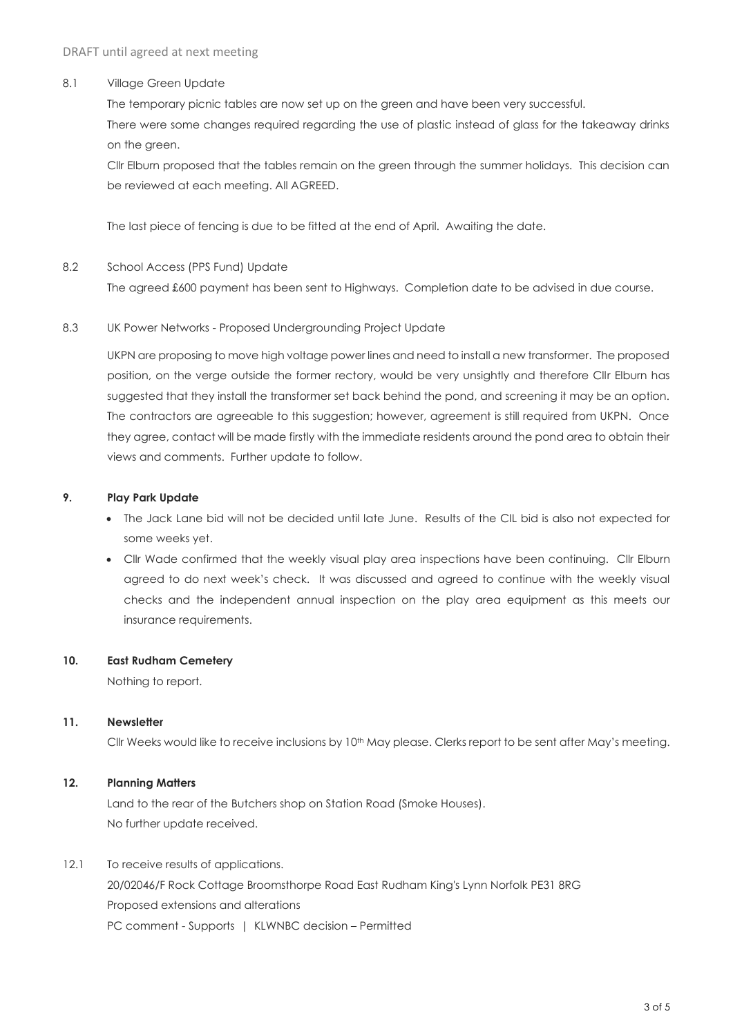DRAFT until agreed at next meeting

8.1 Village Green Update

The temporary picnic tables are now set up on the green and have been very successful.

There were some changes required regarding the use of plastic instead of glass for the takeaway drinks on the green.

Cllr Elburn proposed that the tables remain on the green through the summer holidays. This decision can be reviewed at each meeting. All AGREED.

The last piece of fencing is due to be fitted at the end of April. Awaiting the date.

8.2 School Access (PPS Fund) Update

The agreed £600 payment has been sent to Highways. Completion date to be advised in due course.

8.3 UK Power Networks - Proposed Undergrounding Project Update

UKPN are proposing to move high voltage power lines and need to install a new transformer. The proposed position, on the verge outside the former rectory, would be very unsightly and therefore Cllr Elburn has suggested that they install the transformer set back behind the pond, and screening it may be an option. The contractors are agreeable to this suggestion; however, agreement is still required from UKPN. Once they agree, contact will be made firstly with the immediate residents around the pond area to obtain their views and comments. Further update to follow.

**9. Play Park Update**

- The Jack Lane bid will not be decided until late June. Results of the CIL bid is also not expected for some weeks yet.
- Cllr Wade confirmed that the weekly visual play area inspections have been continuing. Cllr Elburn agreed to do next week's check. It was discussed and agreed to continue with the weekly visual checks and the independent annual inspection on the play area equipment as this meets our insurance requirements.

**10. East Rudham Cemetery**

Nothing to report.

**11. Newsletter**

Cllr Weeks would like to receive inclusions by 10th May please. Clerks report to be sent after May's meeting.

**12. Planning Matters**

Land to the rear of the Butchers shop on Station Road (Smoke Houses).
No further update received.

12.1 To receive results of applications.

20/02046/F Rock Cottage Broomsthorpe Road East Rudham King's Lynn Norfolk PE31 8RG
Proposed extensions and alterations
PC comment - Supports | KLWNBC decision – Permitted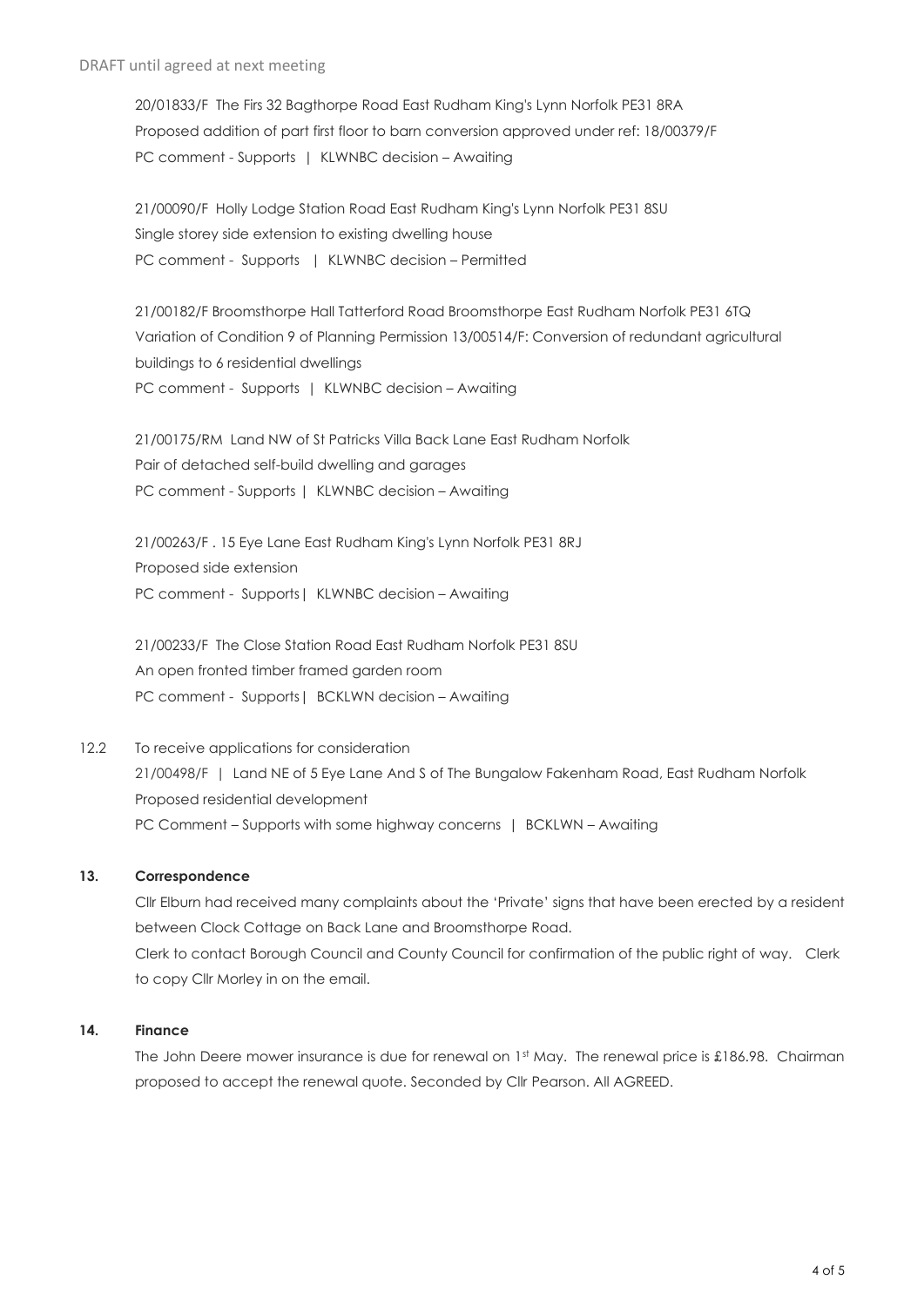20/01833/F The Firs 32 Bagthorpe Road East Rudham King's Lynn Norfolk PE31 8RA
Proposed addition of part first floor to barn conversion approved under ref: 18/00379/F
PC comment - Supports | KLWNBC decision – Awaiting

21/00090/F Holly Lodge Station Road East Rudham King's Lynn Norfolk PE31 8SU
Single storey side extension to existing dwelling house
PC comment - Supports | KLWNBC decision – Permitted

21/00182/F Broomsthorpe Hall Tatterford Road Broomsthorpe East Rudham Norfolk PE31 6TQ
Variation of Condition 9 of Planning Permission 13/00514/F: Conversion of redundant agricultural buildings to 6 residential dwellings
PC comment - Supports | KLWNBC decision – Awaiting

21/00175/RM Land NW of St Patricks Villa Back Lane East Rudham Norfolk
Pair of detached self-build dwelling and garages
PC comment - Supports | KLWNBC decision – Awaiting

21/00263/F . 15 Eye Lane East Rudham King's Lynn Norfolk PE31 8RJ
Proposed side extension
PC comment - Supports | KLWNBC decision – Awaiting

21/00233/F The Close Station Road East Rudham Norfolk PE31 8SU
An open fronted timber framed garden room
PC comment - Supports | BCKLWN decision – Awaiting

12.2 To receive applications for consideration

21/00498/F | Land NE of 5 Eye Lane And S of The Bungalow Fakenham Road, East Rudham Norfolk
Proposed residential development
PC Comment – Supports with some highway concerns | BCKLWN – Awaiting

**13. Correspondence**

Cllr Elburn had received many complaints about the 'Private' signs that have been erected by a resident between Clock Cottage on Back Lane and Broomsthorpe Road.
Clerk to contact Borough Council and County Council for confirmation of the public right of way. Clerk to copy Cllr Morley in on the email.

**14. Finance**

The John Deere mower insurance is due for renewal on 1st May. The renewal price is £186.98. Chairman proposed to accept the renewal quote. Seconded by Cllr Pearson. All AGREED.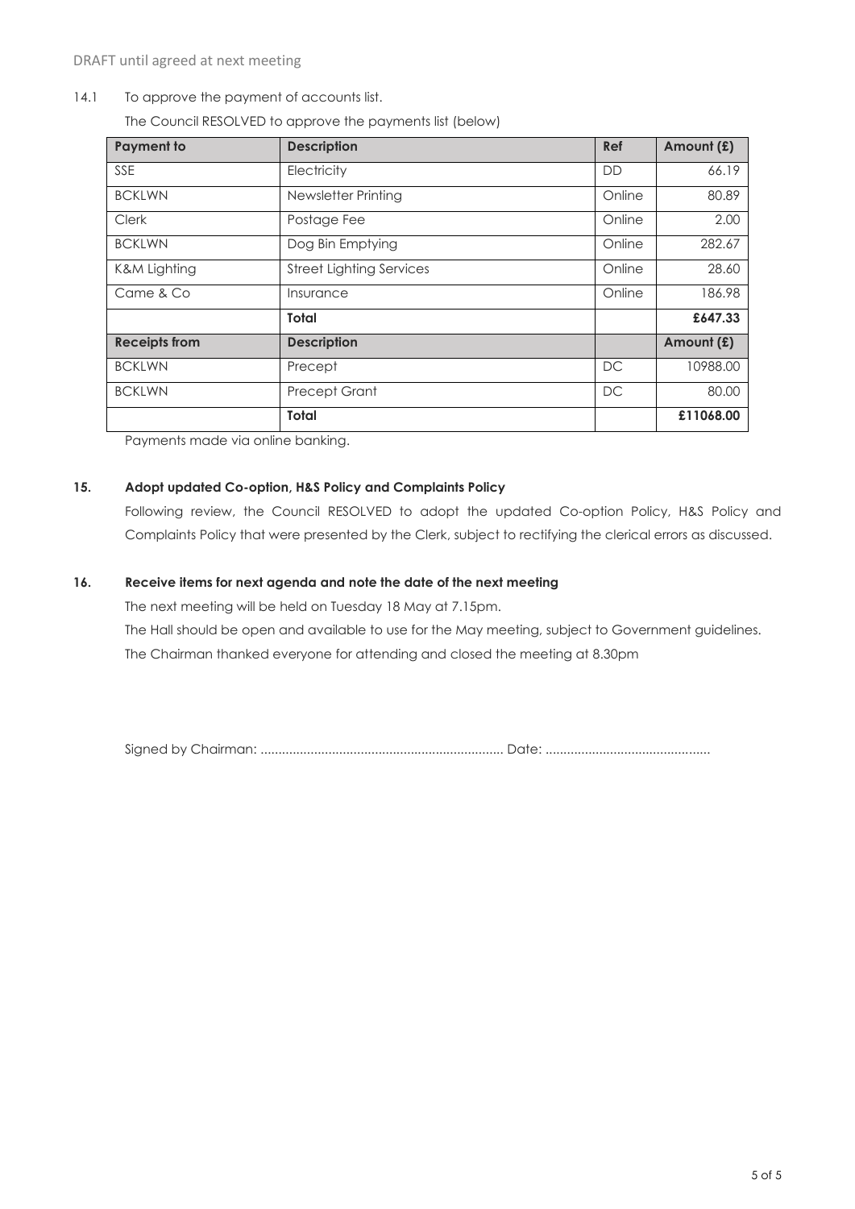DRAFT until agreed at next meeting

14.1 To approve the payment of accounts list.

The Council RESOLVED to approve the payments list (below)

| Payment to | Description | Ref | Amount (£) |
|---|---|---|---|
| SSE | Electricity | DD | 66.19 |
| BCKLWN | Newsletter Printing | Online | 80.89 |
| Clerk | Postage Fee | Online | 2.00 |
| BCKLWN | Dog Bin Emptying | Online | 282.67 |
| K&M Lighting | Street Lighting Services | Online | 28.60 |
| Came & Co | Insurance | Online | 186.98 |
| | **Total** | | **£647.33** |
| **Receipts from** | **Description** | | **Amount (£)** |
| BCKLWN | Precept | DC | 10988.00 |
| BCKLWN | Precept Grant | DC | 80.00 |
| | **Total** | | **£11068.00** |

Payments made via online banking.

### 15. Adopt updated Co-option, H&S Policy and Complaints Policy

Following review, the Council RESOLVED to adopt the updated Co-option Policy, H&S Policy and Complaints Policy that were presented by the Clerk, subject to rectifying the clerical errors as discussed.

### 16. Receive items for next agenda and note the date of the next meeting

The next meeting will be held on Tuesday 18 May at 7.15pm.

The Hall should be open and available to use for the May meeting, subject to Government guidelines.

The Chairman thanked everyone for attending and closed the meeting at 8.30pm

Signed by Chairman: .................................................................... Date: ..............................................